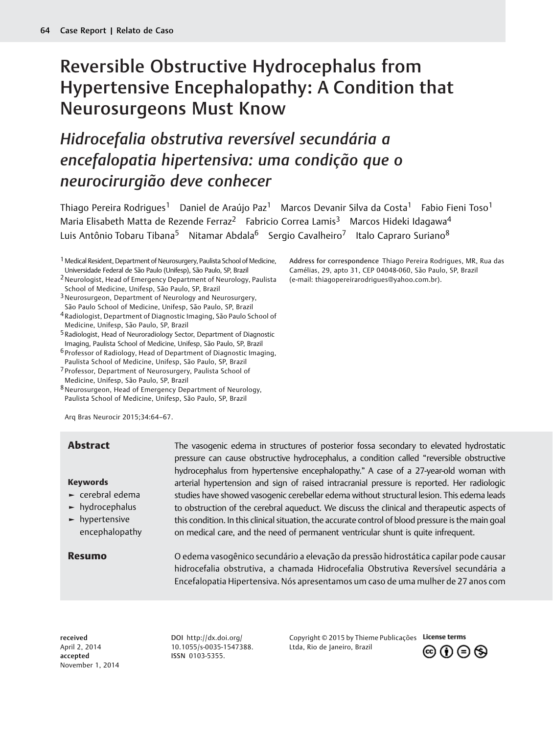# Reversible Obstructive Hydrocephalus from Hypertensive Encephalopathy: A Condition that Neurosurgeons Must Know

## *Hidrocefalia obstrutiva reversível secundária a encefalopatia hipertensiva: uma condição que o neurocirurgião deve conhecer*

Thiago Pereira Rodrigues[1] Daniel de Araújo Paz[1] Marcos Devanir Silva da Costa[1] Fabio Fieni Toso[1] Maria Elisabeth Matta de Rezende Ferraz[2] Fabricio Correa Lamis[3] Marcos Hideki Idagawa[4] Luis Antônio Tobaru Tibana[5] Nitamar Abdala[6] Sergio Cavalheiro[7] Italo Capraro Suriano[8]

[1] Medical Resident, Department of Neurosurgery, Paulista School of Medicine, Universidade Federal de São Paulo (Unifesp), São Paulo, SP, Brazil
[2] Neurologist, Head of Emergency Department of Neurology, Paulista School of Medicine, Unifesp, São Paulo, SP, Brazil
[3] Neurosurgeon, Department of Neurology and Neurosurgery, São Paulo School of Medicine, Unifesp, São Paulo, SP, Brazil
[4] Radiologist, Department of Diagnostic Imaging, São Paulo School of Medicine, Unifesp, São Paulo, SP, Brazil
[5] Radiologist, Head of Neuroradiology Sector, Department of Diagnostic Imaging, Paulista School of Medicine, Unifesp, São Paulo, SP, Brazil
[6] Professor of Radiology, Head of Department of Diagnostic Imaging, Paulista School of Medicine, Unifesp, São Paulo, SP, Brazil
[7] Professor, Department of Neurosurgery, Paulista School of Medicine, Unifesp, São Paulo, SP, Brazil
[8] Neurosurgeon, Head of Emergency Department of Neurology, Paulista School of Medicine, Unifesp, São Paulo, SP, Brazil

**Address for correspondence** Thiago Pereira Rodrigues, MR, Rua das Camélias, 29, apto 31, CEP 04048-060, São Paulo, SP, Brazil (e-mail: thiagopereirarodrigues@yahoo.com.br).

Arq Bras Neurocir 2015;34:64–67.

### Abstract

The vasogenic edema in structures of posterior fossa secondary to elevated hydrostatic pressure can cause obstructive hydrocephalus, a condition called "reversible obstructive hydrocephalus from hypertensive encephalopathy." A case of a 27-year-old woman with arterial hypertension and sign of raised intracranial pressure is reported. Her radiologic studies have showed vasogenic cerebellar edema without structural lesion. This edema leads to obstruction of the cerebral aqueduct. We discuss the clinical and therapeutic aspects of this condition. In this clinical situation, the accurate control of blood pressure is the main goal on medical care, and the need of permanent ventricular shunt is quite infrequent.

**Keywords**

- cerebral edema
- hydrocephalus
- hypertensive encephalopathy

### Resumo

O edema vasogênico secundário a elevação da pressão hidrostática capilar pode causar hidrocefalia obstrutiva, a chamada Hidrocefalia Obstrutiva Reversível secundária a Encefalopatia Hipertensiva. Nós apresentamos um caso de uma mulher de 27 anos com

**received** April 2, 2014
**accepted** November 1, 2014

DOI http://dx.doi.org/10.1055/s-0035-1547388.
ISSN 0103-5355.

Copyright © 2015 by Thieme Publicações Ltda, Rio de Janeiro, Brazil

License terms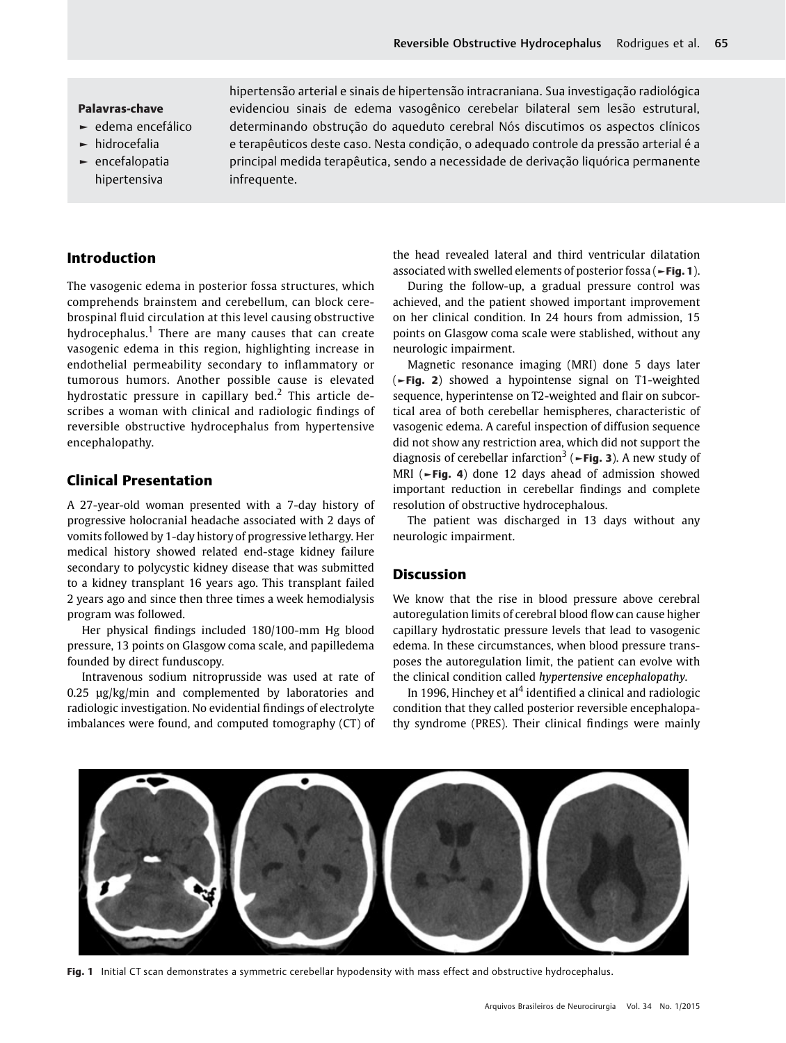| Palavras-chave | |
|---|---|
| ► edema encefálico<br>► hidrocefalia<br>► encefalopatia hipertensiva | hipertensão arterial e sinais de hipertensão intracraniana. Sua investigação radiológica evidenciou sinais de edema vasogênico cerebelar bilateral sem lesão estrutural, determinando obstrução do aqueduto cerebral Nós discutimos os aspectos clínicos e terapêuticos deste caso. Nesta condição, o adequado controle da pressão arterial é a principal medida terapêutica, sendo a necessidade de derivação liquórica permanente infrequente. |

## Introduction

The vasogenic edema in posterior fossa structures, which comprehends brainstem and cerebellum, can block cerebrospinal fluid circulation at this level causing obstructive hydrocephalus.[1] There are many causes that can create vasogenic edema in this region, highlighting increase in endothelial permeability secondary to inflammatory or tumorous humors. Another possible cause is elevated hydrostatic pressure in capillary bed.[2] This article describes a woman with clinical and radiologic findings of reversible obstructive hydrocephalus from hypertensive encephalopathy.

## Clinical Presentation

A 27-year-old woman presented with a 7-day history of progressive holocranial headache associated with 2 days of vomits followed by 1-day history of progressive lethargy. Her medical history showed related end-stage kidney failure secondary to polycystic kidney disease that was submitted to a kidney transplant 16 years ago. This transplant failed 2 years ago and since then three times a week hemodialysis program was followed.

Her physical findings included 180/100-mm Hg blood pressure, 13 points on Glasgow coma scale, and papilledema founded by direct funduscopy.

Intravenous sodium nitroprusside was used at rate of 0.25 µg/kg/min and complemented by laboratories and radiologic investigation. No evidential findings of electrolyte imbalances were found, and computed tomography (CT) of the head revealed lateral and third ventricular dilatation associated with swelled elements of posterior fossa (►Fig. 1).

During the follow-up, a gradual pressure control was achieved, and the patient showed important improvement on her clinical condition. In 24 hours from admission, 15 points on Glasgow coma scale were stablished, without any neurologic impairment.

Magnetic resonance imaging (MRI) done 5 days later (►Fig. 2) showed a hypointense signal on T1-weighted sequence, hyperintense on T2-weighted and flair on subcortical area of both cerebellar hemispheres, characteristic of vasogenic edema. A careful inspection of diffusion sequence did not show any restriction area, which did not support the diagnosis of cerebellar infarction[3] (►Fig. 3). A new study of MRI (►Fig. 4) done 12 days ahead of admission showed important reduction in cerebellar findings and complete resolution of obstructive hydrocephalous.

The patient was discharged in 13 days without any neurologic impairment.

## Discussion

We know that the rise in blood pressure above cerebral autoregulation limits of cerebral blood flow can cause higher capillary hydrostatic pressure levels that lead to vasogenic edema. In these circumstances, when blood pressure transposes the autoregulation limit, the patient can evolve with the clinical condition called *hypertensive encephalopathy*.

In 1996, Hinchey et al[4] identified a clinical and radiologic condition that they called posterior reversible encephalopathy syndrome (PRES). Their clinical findings were mainly

**Fig. 1** Initial CT scan demonstrates a symmetric cerebellar hypodensity with mass effect and obstructive hydrocephalus.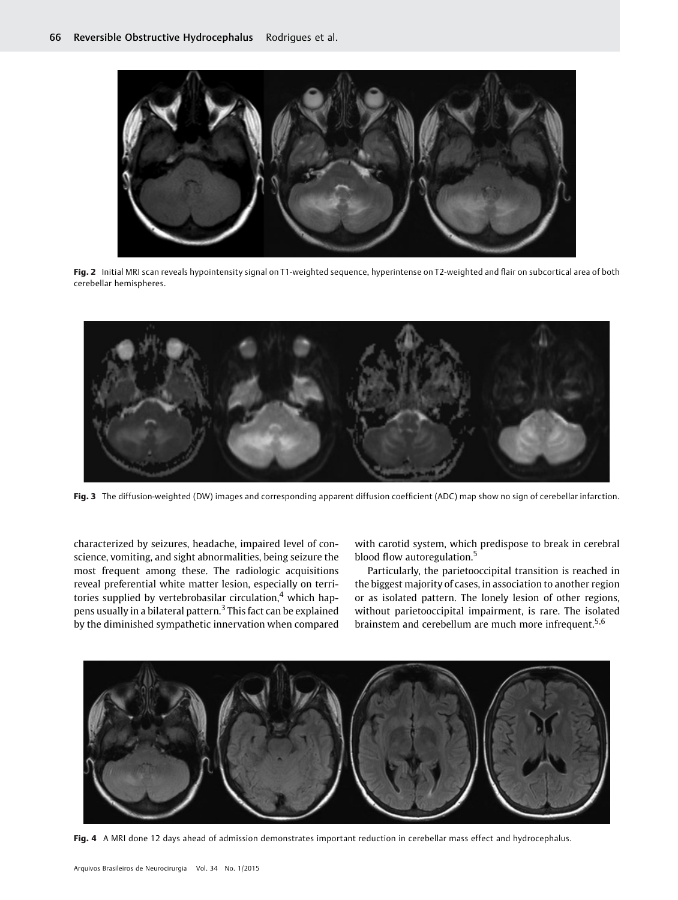**Fig. 2** Initial MRI scan reveals hypointensity signal on T1-weighted sequence, hyperintense on T2-weighted and flair on subcortical area of both cerebellar hemispheres.

**Fig. 3** The diffusion-weighted (DW) images and corresponding apparent diffusion coefficient (ADC) map show no sign of cerebellar infarction.

characterized by seizures, headache, impaired level of conscience, vomiting, and sight abnormalities, being seizure the most frequent among these. The radiologic acquisitions reveal preferential white matter lesion, especially on territories supplied by vertebrobasilar circulation,[4] which happens usually in a bilateral pattern.[3] This fact can be explained by the diminished sympathetic innervation when compared with carotid system, which predispose to break in cerebral blood flow autoregulation.[5]

Particularly, the parietooccipital transition is reached in the biggest majority of cases, in association to another region or as isolated pattern. The lonely lesion of other regions, without parietooccipital impairment, is rare. The isolated brainstem and cerebellum are much more infrequent.[5,6]

**Fig. 4** A MRI done 12 days ahead of admission demonstrates important reduction in cerebellar mass effect and hydrocephalus.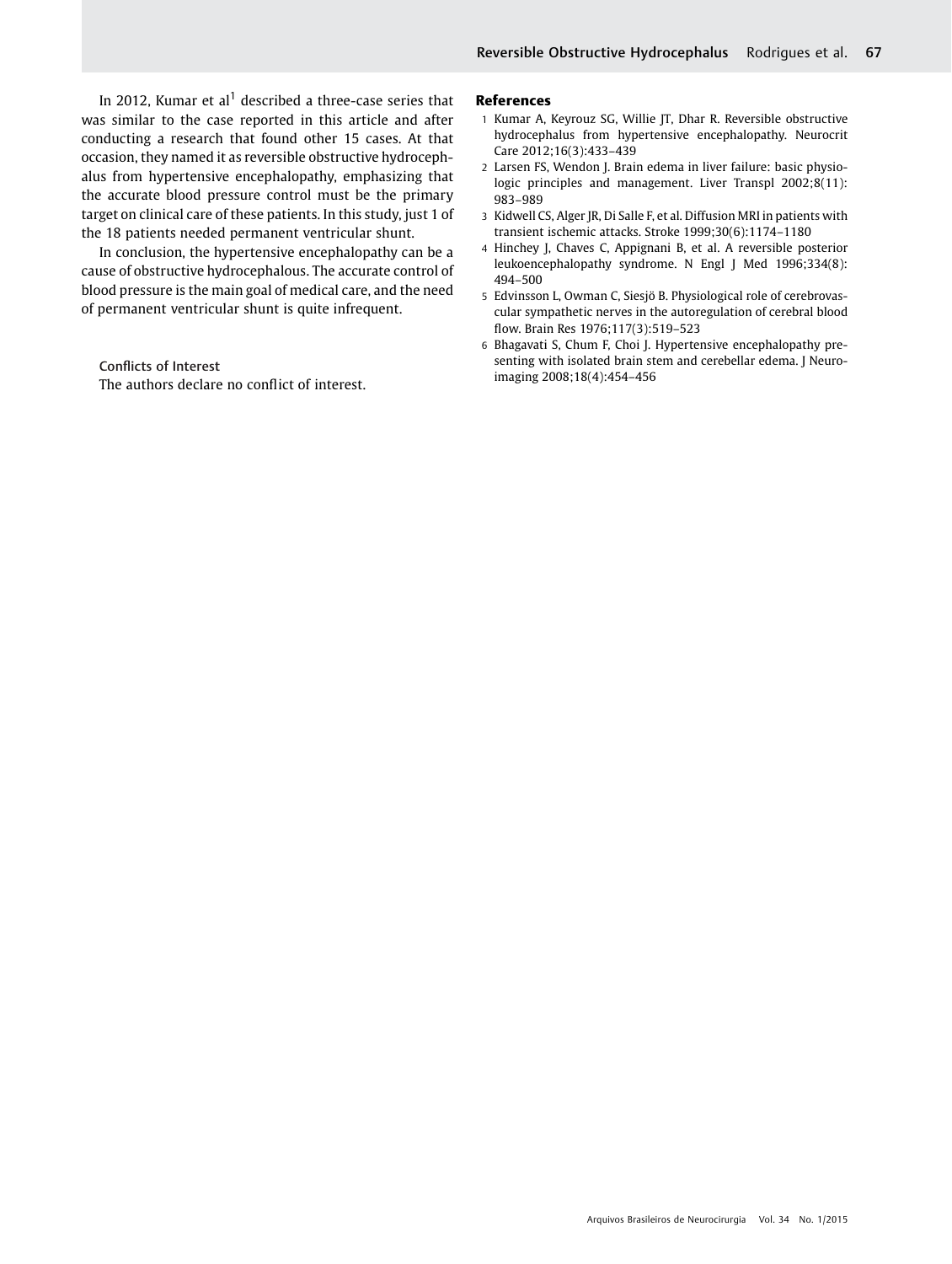In 2012, Kumar et al[1] described a three-case series that was similar to the case reported in this article and after conducting a research that found other 15 cases. At that occasion, they named it as reversible obstructive hydrocephalus from hypertensive encephalopathy, emphasizing that the accurate blood pressure control must be the primary target on clinical care of these patients. In this study, just 1 of the 18 patients needed permanent ventricular shunt.

In conclusion, the hypertensive encephalopathy can be a cause of obstructive hydrocephalous. The accurate control of blood pressure is the main goal of medical care, and the need of permanent ventricular shunt is quite infrequent.

Conflicts of Interest

The authors declare no conflict of interest.

## References

1. Kumar A, Keyrouz SG, Willie JT, Dhar R. Reversible obstructive hydrocephalus from hypertensive encephalopathy. Neurocrit Care 2012;16(3):433–439
2. Larsen FS, Wendon J. Brain edema in liver failure: basic physiologic principles and management. Liver Transpl 2002;8(11):983–989
3. Kidwell CS, Alger JR, Di Salle F, et al. Diffusion MRI in patients with transient ischemic attacks. Stroke 1999;30(6):1174–1180
4. Hinchey J, Chaves C, Appignani B, et al. A reversible posterior leukoencephalopathy syndrome. N Engl J Med 1996;334(8):494–500
5. Edvinsson L, Owman C, Siesjö B. Physiological role of cerebrovascular sympathetic nerves in the autoregulation of cerebral blood flow. Brain Res 1976;117(3):519–523
6. Bhagavati S, Chum F, Choi J. Hypertensive encephalopathy presenting with isolated brain stem and cerebellar edema. J Neuroimaging 2008;18(4):454–456